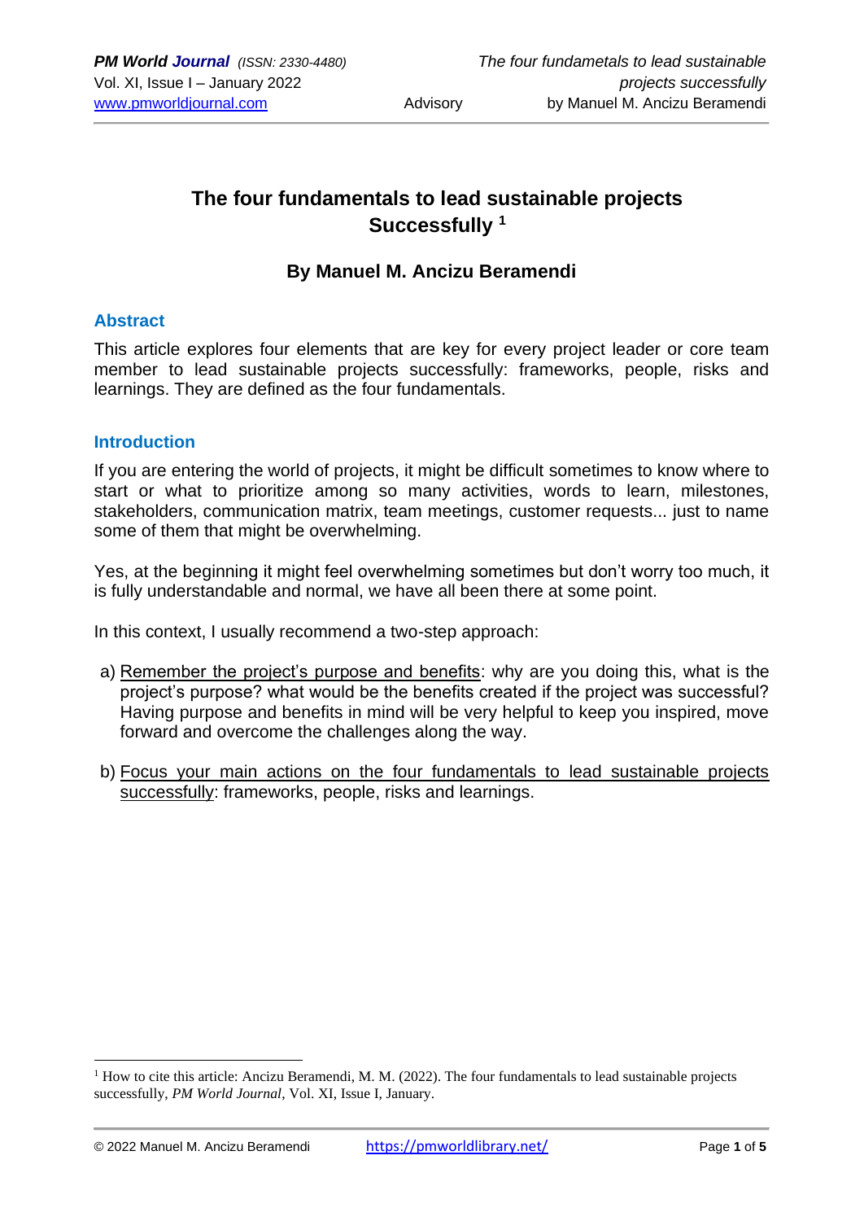# The four fundamentals to lead sustainable projects Successfully [1]

## By Manuel M. Ancizu Beramendi

### Abstract

This article explores four elements that are key for every project leader or core team member to lead sustainable projects successfully: frameworks, people, risks and learnings. They are defined as the four fundamentals.

### Introduction

If you are entering the world of projects, it might be difficult sometimes to know where to start or what to prioritize among so many activities, words to learn, milestones, stakeholders, communication matrix, team meetings, customer requests... just to name some of them that might be overwhelming.

Yes, at the beginning it might feel overwhelming sometimes but don't worry too much, it is fully understandable and normal, we have all been there at some point.

In this context, I usually recommend a two-step approach:

a) Remember the project's purpose and benefits: why are you doing this, what is the project's purpose? what would be the benefits created if the project was successful? Having purpose and benefits in mind will be very helpful to keep you inspired, move forward and overcome the challenges along the way.

b) Focus your main actions on the four fundamentals to lead sustainable projects successfully: frameworks, people, risks and learnings.

---

[1] How to cite this article: Ancizu Beramendi, M. M. (2022). The four fundamentals to lead sustainable projects successfully, *PM World Journal*, Vol. XI, Issue I, January.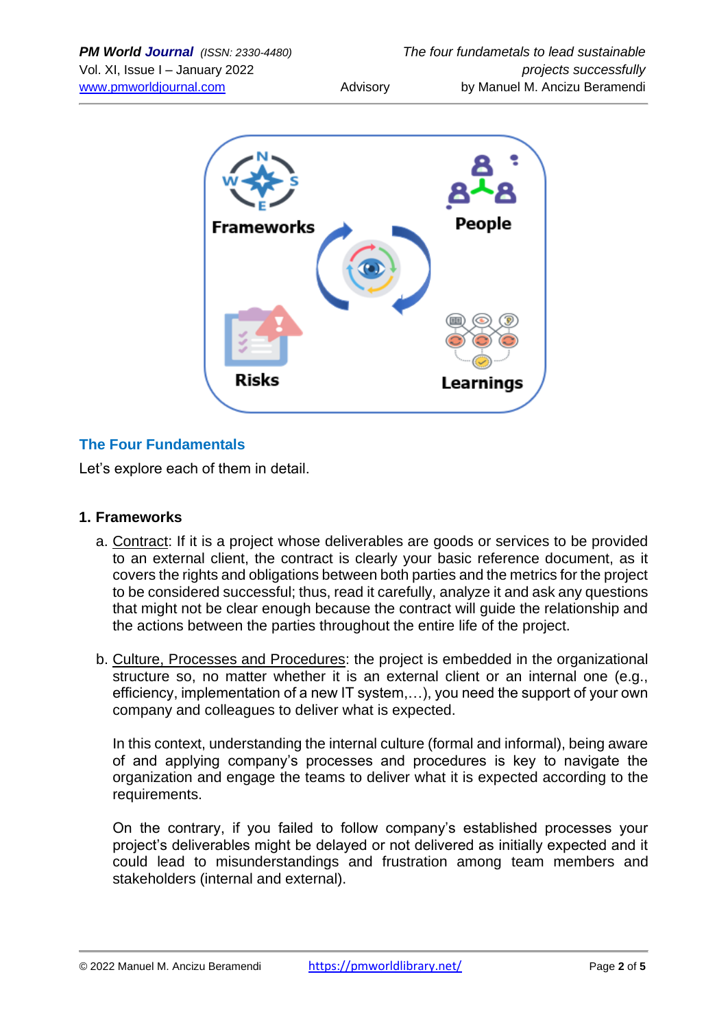## The Four Fundamentals

Let's explore each of them in detail.

### 1. Frameworks

a. Contract: If it is a project whose deliverables are goods or services to be provided to an external client, the contract is clearly your basic reference document, as it covers the rights and obligations between both parties and the metrics for the project to be considered successful; thus, read it carefully, analyze it and ask any questions that might not be clear enough because the contract will guide the relationship and the actions between the parties throughout the entire life of the project.

b. Culture, Processes and Procedures: the project is embedded in the organizational structure so, no matter whether it is an external client or an internal one (e.g., efficiency, implementation of a new IT system,…), you need the support of your own company and colleagues to deliver what is expected.

   In this context, understanding the internal culture (formal and informal), being aware of and applying company's processes and procedures is key to navigate the organization and engage the teams to deliver what it is expected according to the requirements.

   On the contrary, if you failed to follow company's established processes your project's deliverables might be delayed or not delivered as initially expected and it could lead to misunderstandings and frustration among team members and stakeholders (internal and external).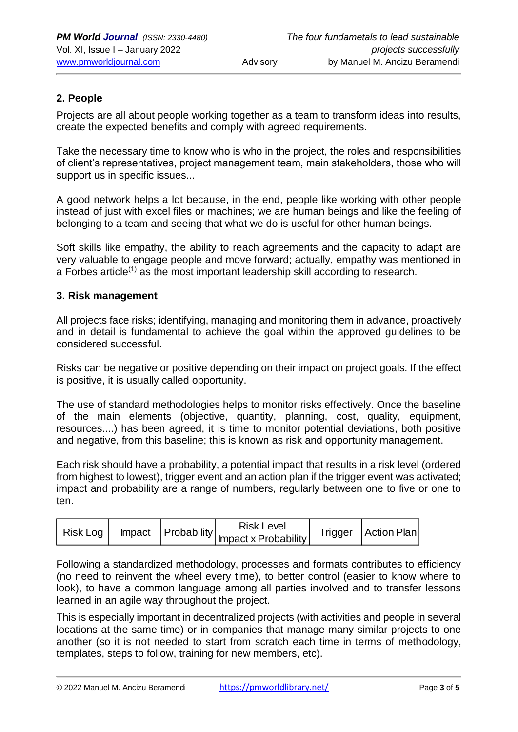## 2. People

Projects are all about people working together as a team to transform ideas into results, create the expected benefits and comply with agreed requirements.

Take the necessary time to know who is who in the project, the roles and responsibilities of client's representatives, project management team, main stakeholders, those who will support us in specific issues...

A good network helps a lot because, in the end, people like working with other people instead of just with excel files or machines; we are human beings and like the feeling of belonging to a team and seeing that what we do is useful for other human beings.

Soft skills like empathy, the ability to reach agreements and the capacity to adapt are very valuable to engage people and move forward; actually, empathy was mentioned in a Forbes article[(1)] as the most important leadership skill according to research.

## 3. Risk management

All projects face risks; identifying, managing and monitoring them in advance, proactively and in detail is fundamental to achieve the goal within the approved guidelines to be considered successful.

Risks can be negative or positive depending on their impact on project goals. If the effect is positive, it is usually called opportunity.

The use of standard methodologies helps to monitor risks effectively. Once the baseline of the main elements (objective, quantity, planning, cost, quality, equipment, resources....) has been agreed, it is time to monitor potential deviations, both positive and negative, from this baseline; this is known as risk and opportunity management.

Each risk should have a probability, a potential impact that results in a risk level (ordered from highest to lowest), trigger event and an action plan if the trigger event was activated; impact and probability are a range of numbers, regularly between one to five or one to ten.

| Risk Log | Impact | Probability | Risk Level Impact x Probability | Trigger | Action Plan |
|---|---|---|---|---|---|

Following a standardized methodology, processes and formats contributes to efficiency (no need to reinvent the wheel every time), to better control (easier to know where to look), to have a common language among all parties involved and to transfer lessons learned in an agile way throughout the project.

This is especially important in decentralized projects (with activities and people in several locations at the same time) or in companies that manage many similar projects to one another (so it is not needed to start from scratch each time in terms of methodology, templates, steps to follow, training for new members, etc).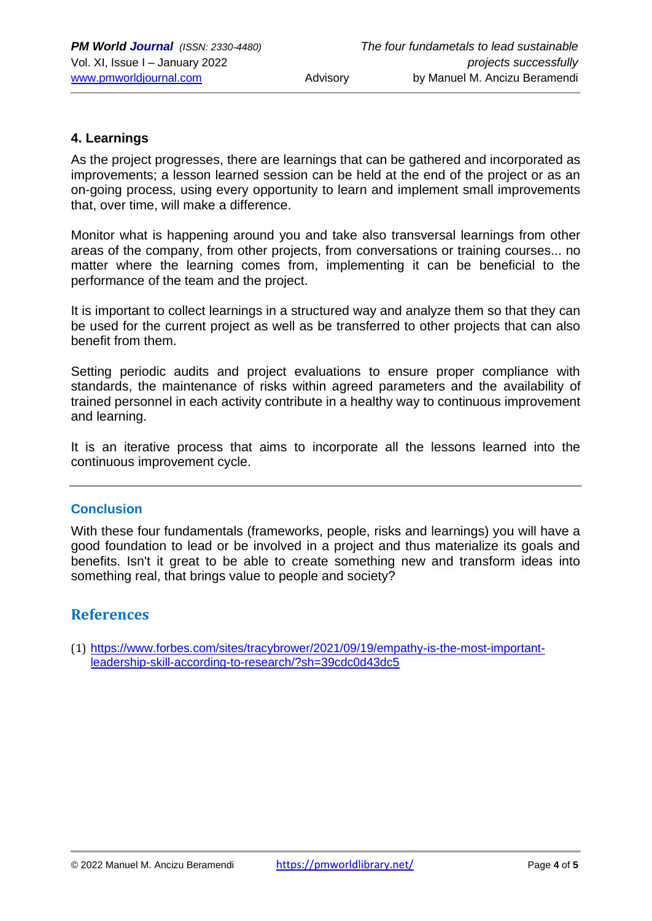## 4. Learnings

As the project progresses, there are learnings that can be gathered and incorporated as improvements; a lesson learned session can be held at the end of the project or as an on-going process, using every opportunity to learn and implement small improvements that, over time, will make a difference.

Monitor what is happening around you and take also transversal learnings from other areas of the company, from other projects, from conversations or training courses... no matter where the learning comes from, implementing it can be beneficial to the performance of the team and the project.

It is important to collect learnings in a structured way and analyze them so that they can be used for the current project as well as be transferred to other projects that can also benefit from them.

Setting periodic audits and project evaluations to ensure proper compliance with standards, the maintenance of risks within agreed parameters and the availability of trained personnel in each activity contribute in a healthy way to continuous improvement and learning.

It is an iterative process that aims to incorporate all the lessons learned into the continuous improvement cycle.

---

## Conclusion

With these four fundamentals (frameworks, people, risks and learnings) you will have a good foundation to lead or be involved in a project and thus materialize its goals and benefits. Isn't it great to be able to create something new and transform ideas into something real, that brings value to people and society?

## References

(1) https://www.forbes.com/sites/tracybrower/2021/09/19/empathy-is-the-most-important-leadership-skill-according-to-research/?sh=39cdc0d43dc5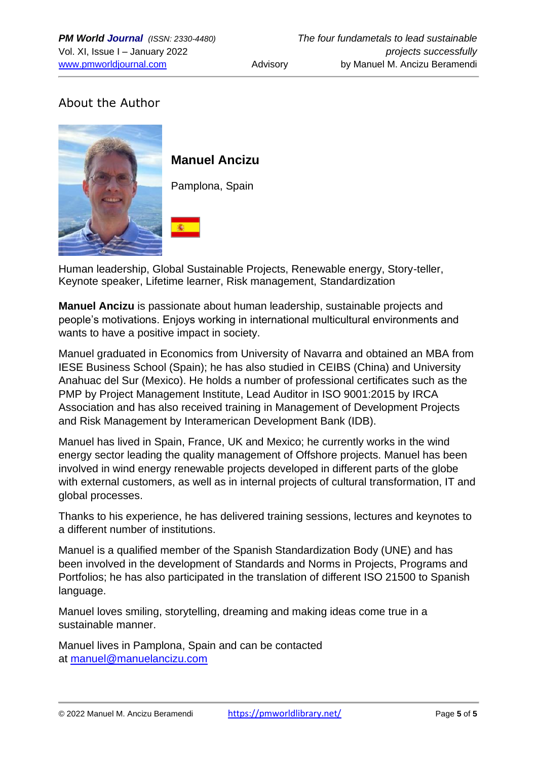## About the Author

**Manuel Ancizu**

Pamplona, Spain

Human leadership, Global Sustainable Projects, Renewable energy, Story-teller, Keynote speaker, Lifetime learner, Risk management, Standardization

**Manuel Ancizu** is passionate about human leadership, sustainable projects and people's motivations. Enjoys working in international multicultural environments and wants to have a positive impact in society.

Manuel graduated in Economics from University of Navarra and obtained an MBA from IESE Business School (Spain); he has also studied in CEIBS (China) and University Anahuac del Sur (Mexico). He holds a number of professional certificates such as the PMP by Project Management Institute, Lead Auditor in ISO 9001:2015 by IRCA Association and has also received training in Management of Development Projects and Risk Management by Interamerican Development Bank (IDB).

Manuel has lived in Spain, France, UK and Mexico; he currently works in the wind energy sector leading the quality management of Offshore projects. Manuel has been involved in wind energy renewable projects developed in different parts of the globe with external customers, as well as in internal projects of cultural transformation, IT and global processes.

Thanks to his experience, he has delivered training sessions, lectures and keynotes to a different number of institutions.

Manuel is a qualified member of the Spanish Standardization Body (UNE) and has been involved in the development of Standards and Norms in Projects, Programs and Portfolios; he has also participated in the translation of different ISO 21500 to Spanish language.

Manuel loves smiling, storytelling, dreaming and making ideas come true in a sustainable manner.

Manuel lives in Pamplona, Spain and can be contacted at [manuel@manuelancizu.com](mailto:manuel@manuelancizu.com)